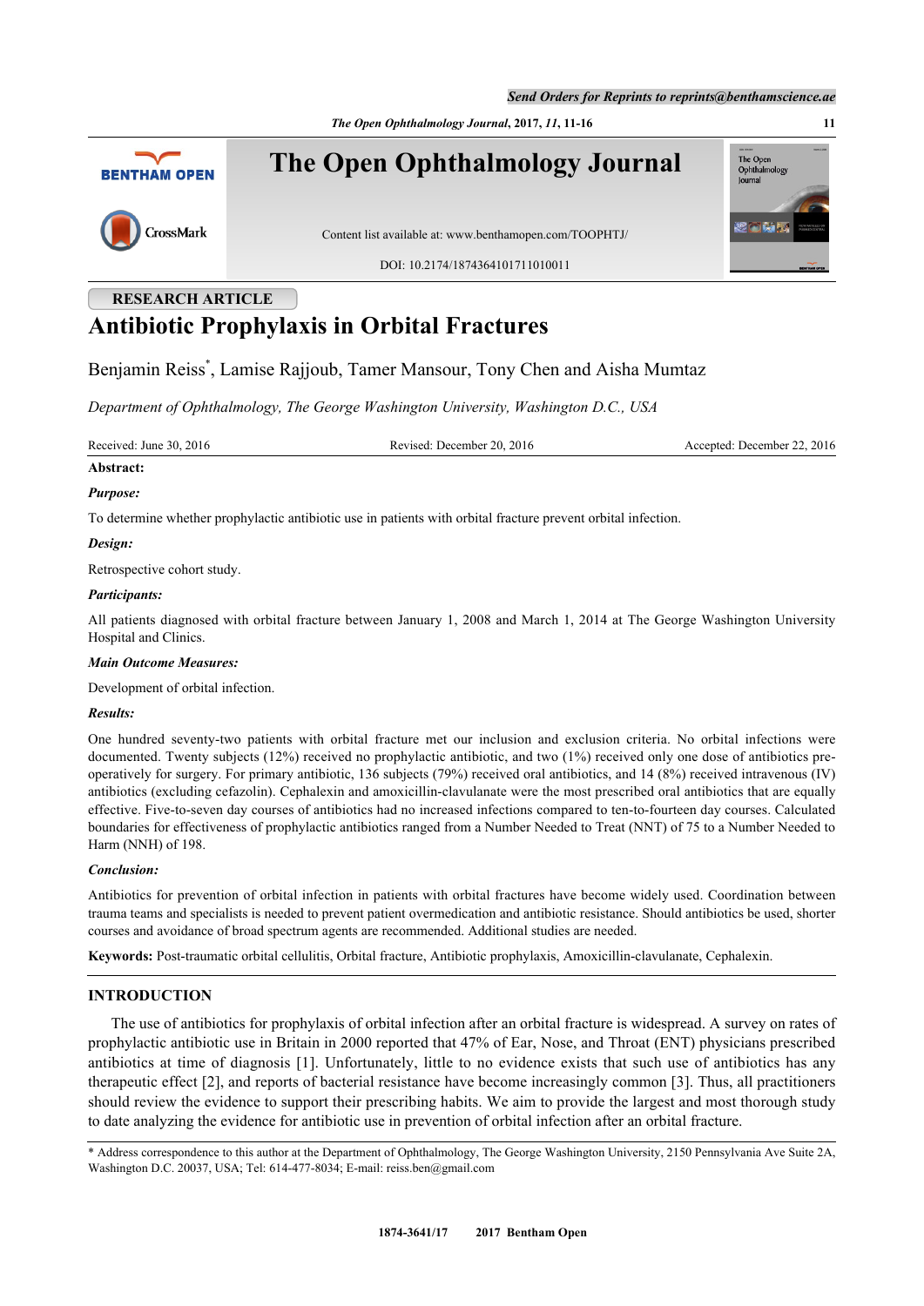RESEARCH ARTICLE

# Antibiotic Prophylaxis in Orbital Fractures

Benjamin Reiss[*], Lamise Rajjoub, Tamer Mansour, Tony Chen and Aisha Mumtaz

*Department of Ophthalmology, The George Washington University, Washington D.C., USA*

Received: June 30, 2016 | Revised: December 20, 2016 | Accepted: December 22, 2016

**Abstract:**

***Purpose:***

To determine whether prophylactic antibiotic use in patients with orbital fracture prevent orbital infection.

***Design:***

Retrospective cohort study.

***Participants:***

All patients diagnosed with orbital fracture between January 1, 2008 and March 1, 2014 at The George Washington University Hospital and Clinics.

***Main Outcome Measures:***

Development of orbital infection.

***Results:***

One hundred seventy-two patients with orbital fracture met our inclusion and exclusion criteria. No orbital infections were documented. Twenty subjects (12%) received no prophylactic antibiotic, and two (1%) received only one dose of antibiotics pre-operatively for surgery. For primary antibiotic, 136 subjects (79%) received oral antibiotics, and 14 (8%) received intravenous (IV) antibiotics (excluding cefazolin). Cephalexin and amoxicillin-clavulanate were the most prescribed oral antibiotics that are equally effective. Five-to-seven day courses of antibiotics had no increased infections compared to ten-to-fourteen day courses. Calculated boundaries for effectiveness of prophylactic antibiotics ranged from a Number Needed to Treat (NNT) of 75 to a Number Needed to Harm (NNH) of 198.

***Conclusion:***

Antibiotics for prevention of orbital infection in patients with orbital fractures have become widely used. Coordination between trauma teams and specialists is needed to prevent patient overmedication and antibiotic resistance. Should antibiotics be used, shorter courses and avoidance of broad spectrum agents are recommended. Additional studies are needed.

**Keywords:** Post-traumatic orbital cellulitis, Orbital fracture, Antibiotic prophylaxis, Amoxicillin-clavulanate, Cephalexin.

## INTRODUCTION

The use of antibiotics for prophylaxis of orbital infection after an orbital fracture is widespread. A survey on rates of prophylactic antibiotic use in Britain in 2000 reported that 47% of Ear, Nose, and Throat (ENT) physicians prescribed antibiotics at time of diagnosis [1]. Unfortunately, little to no evidence exists that such use of antibiotics has any therapeutic effect [2], and reports of bacterial resistance have become increasingly common [3]. Thus, all practitioners should review the evidence to support their prescribing habits. We aim to provide the largest and most thorough study to date analyzing the evidence for antibiotic use in prevention of orbital infection after an orbital fracture.

* Address correspondence to this author at the Department of Ophthalmology, The George Washington University, 2150 Pennsylvania Ave Suite 2A, Washington D.C. 20037, USA; Tel: 614-477-8034; E-mail: reiss.ben@gmail.com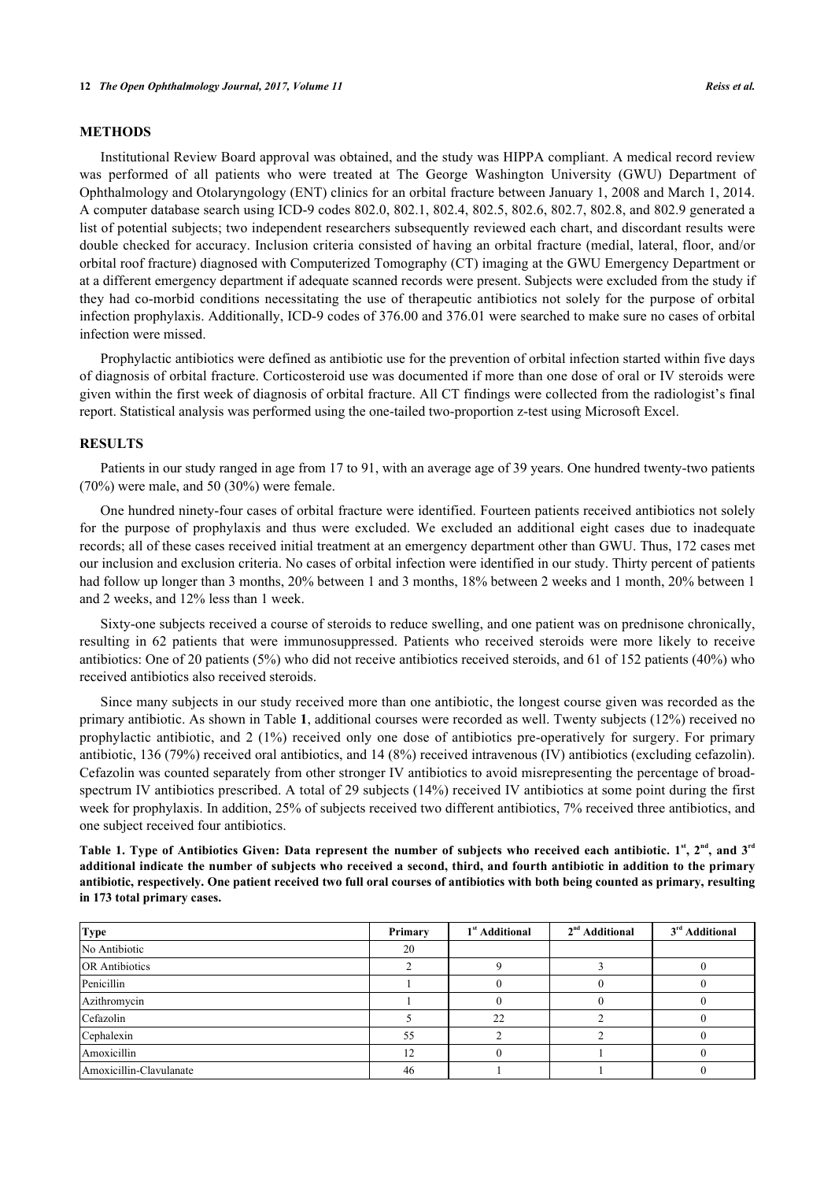## METHODS

Institutional Review Board approval was obtained, and the study was HIPPA compliant. A medical record review was performed of all patients who were treated at The George Washington University (GWU) Department of Ophthalmology and Otolaryngology (ENT) clinics for an orbital fracture between January 1, 2008 and March 1, 2014. A computer database search using ICD-9 codes 802.0, 802.1, 802.4, 802.5, 802.6, 802.7, 802.8, and 802.9 generated a list of potential subjects; two independent researchers subsequently reviewed each chart, and discordant results were double checked for accuracy. Inclusion criteria consisted of having an orbital fracture (medial, lateral, floor, and/or orbital roof fracture) diagnosed with Computerized Tomography (CT) imaging at the GWU Emergency Department or at a different emergency department if adequate scanned records were present. Subjects were excluded from the study if they had co-morbid conditions necessitating the use of therapeutic antibiotics not solely for the purpose of orbital infection prophylaxis. Additionally, ICD-9 codes of 376.00 and 376.01 were searched to make sure no cases of orbital infection were missed.

Prophylactic antibiotics were defined as antibiotic use for the prevention of orbital infection started within five days of diagnosis of orbital fracture. Corticosteroid use was documented if more than one dose of oral or IV steroids were given within the first week of diagnosis of orbital fracture. All CT findings were collected from the radiologist's final report. Statistical analysis was performed using the one-tailed two-proportion z-test using Microsoft Excel.

## RESULTS

Patients in our study ranged in age from 17 to 91, with an average age of 39 years. One hundred twenty-two patients (70%) were male, and 50 (30%) were female.

One hundred ninety-four cases of orbital fracture were identified. Fourteen patients received antibiotics not solely for the purpose of prophylaxis and thus were excluded. We excluded an additional eight cases due to inadequate records; all of these cases received initial treatment at an emergency department other than GWU. Thus, 172 cases met our inclusion and exclusion criteria. No cases of orbital infection were identified in our study. Thirty percent of patients had follow up longer than 3 months, 20% between 1 and 3 months, 18% between 2 weeks and 1 month, 20% between 1 and 2 weeks, and 12% less than 1 week.

Sixty-one subjects received a course of steroids to reduce swelling, and one patient was on prednisone chronically, resulting in 62 patients that were immunosuppressed. Patients who received steroids were more likely to receive antibiotics: One of 20 patients (5%) who did not receive antibiotics received steroids, and 61 of 152 patients (40%) who received antibiotics also received steroids.

Since many subjects in our study received more than one antibiotic, the longest course given was recorded as the primary antibiotic. As shown in Table **1**, additional courses were recorded as well. Twenty subjects (12%) received no prophylactic antibiotic, and 2 (1%) received only one dose of antibiotics pre-operatively for surgery. For primary antibiotic, 136 (79%) received oral antibiotics, and 14 (8%) received intravenous (IV) antibiotics (excluding cefazolin). Cefazolin was counted separately from other stronger IV antibiotics to avoid misrepresenting the percentage of broad-spectrum IV antibiotics prescribed. A total of 29 subjects (14%) received IV antibiotics at some point during the first week for prophylaxis. In addition, 25% of subjects received two different antibiotics, 7% received three antibiotics, and one subject received four antibiotics.

**Table 1. Type of Antibiotics Given: Data represent the number of subjects who received each antibiotic. 1st, 2nd, and 3rd additional indicate the number of subjects who received a second, third, and fourth antibiotic in addition to the primary antibiotic, respectively. One patient received two full oral courses of antibiotics with both being counted as primary, resulting in 173 total primary cases.**

| Type | Primary | 1st Additional | 2nd Additional | 3rd Additional |
|---|---|---|---|---|
| No Antibiotic | 20 | | | |
| OR Antibiotics | 2 | 9 | 3 | 0 |
| Penicillin | 1 | 0 | 0 | 0 |
| Azithromycin | 1 | 0 | 0 | 0 |
| Cefazolin | 5 | 22 | 2 | 0 |
| Cephalexin | 55 | 2 | 2 | 0 |
| Amoxicillin | 12 | 0 | 1 | 0 |
| Amoxicillin-Clavulanate | 46 | 1 | 1 | 0 |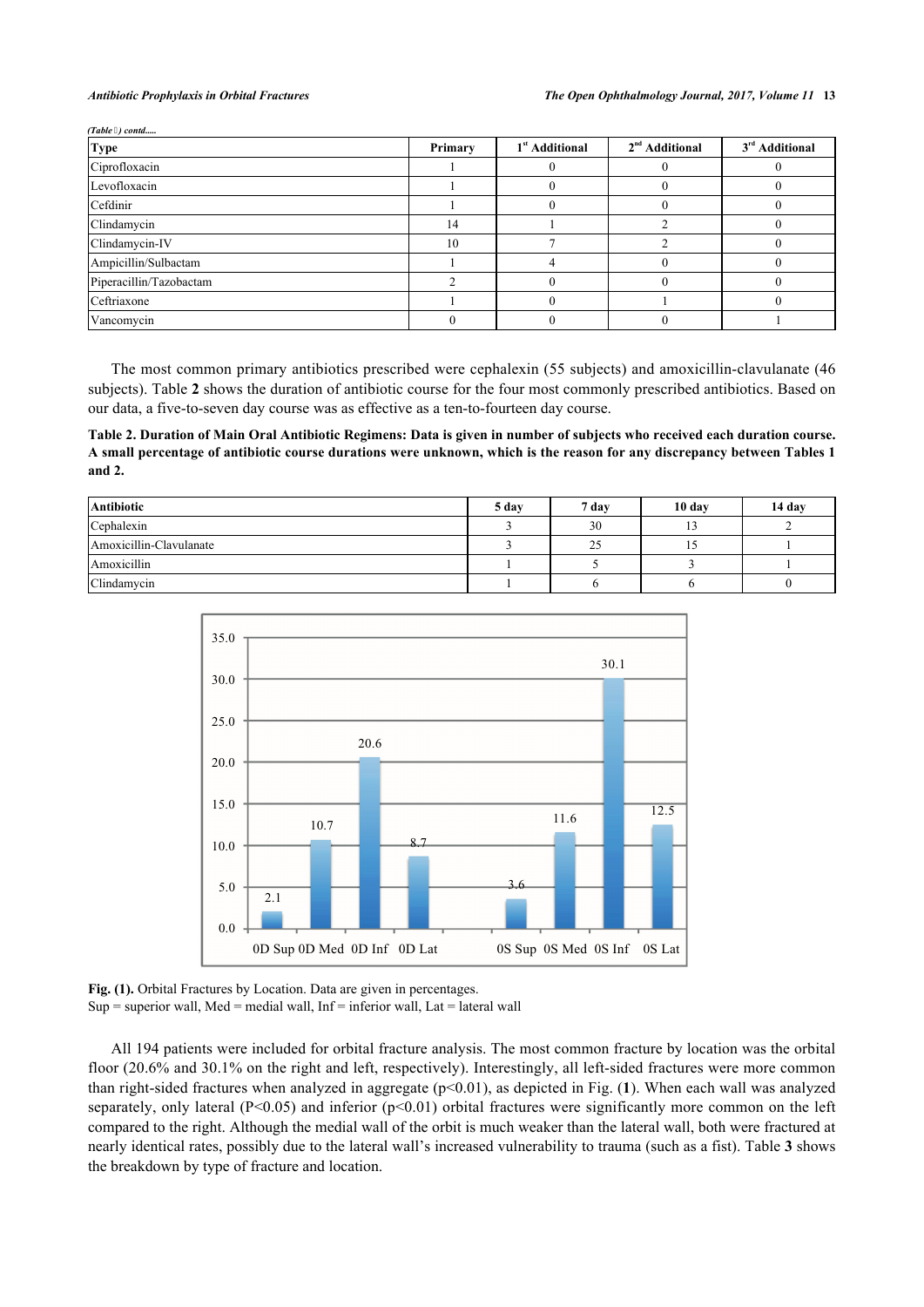*(Table 1) contd.....*

| Type | Primary | 1st Additional | 2nd Additional | 3rd Additional |
|---|---|---|---|---|
| Ciprofloxacin | 1 | 0 | 0 | 0 |
| Levofloxacin | 1 | 0 | 0 | 0 |
| Cefdinir | 1 | 0 | 0 | 0 |
| Clindamycin | 14 | 1 | 2 | 0 |
| Clindamycin-IV | 10 | 7 | 2 | 0 |
| Ampicillin/Sulbactam | 1 | 4 | 0 | 0 |
| Piperacillin/Tazobactam | 2 | 0 | 0 | 0 |
| Ceftriaxone | 1 | 0 | 1 | 0 |
| Vancomycin | 0 | 0 | 0 | 1 |

The most common primary antibiotics prescribed were cephalexin (55 subjects) and amoxicillin-clavulanate (46 subjects). Table **2** shows the duration of antibiotic course for the four most commonly prescribed antibiotics. Based on our data, a five-to-seven day course was as effective as a ten-to-fourteen day course.

**Table 2. Duration of Main Oral Antibiotic Regimens: Data is given in number of subjects who received each duration course. A small percentage of antibiotic course durations were unknown, which is the reason for any discrepancy between Tables 1 and 2.**

| Antibiotic | 5 day | 7 day | 10 day | 14 day |
|---|---|---|---|---|
| Cephalexin | 3 | 30 | 13 | 2 |
| Amoxicillin-Clavulanate | 3 | 25 | 15 | 1 |
| Amoxicillin | 1 | 5 | 3 | 1 |
| Clindamycin | 1 | 6 | 6 | 0 |

**Fig. (1).** Orbital Fractures by Location. Data are given in percentages.
Sup = superior wall, Med = medial wall, Inf = inferior wall, Lat = lateral wall

All 194 patients were included for orbital fracture analysis. The most common fracture by location was the orbital floor (20.6% and 30.1% on the right and left, respectively). Interestingly, all left-sided fractures were more common than right-sided fractures when analyzed in aggregate ($p<0.01$), as depicted in Fig. (**1**). When each wall was analyzed separately, only lateral ($P<0.05$) and inferior ($p<0.01$) orbital fractures were significantly more common on the left compared to the right. Although the medial wall of the orbit is much weaker than the lateral wall, both were fractured at nearly identical rates, possibly due to the lateral wall's increased vulnerability to trauma (such as a fist). Table **3** shows the breakdown by type of fracture and location.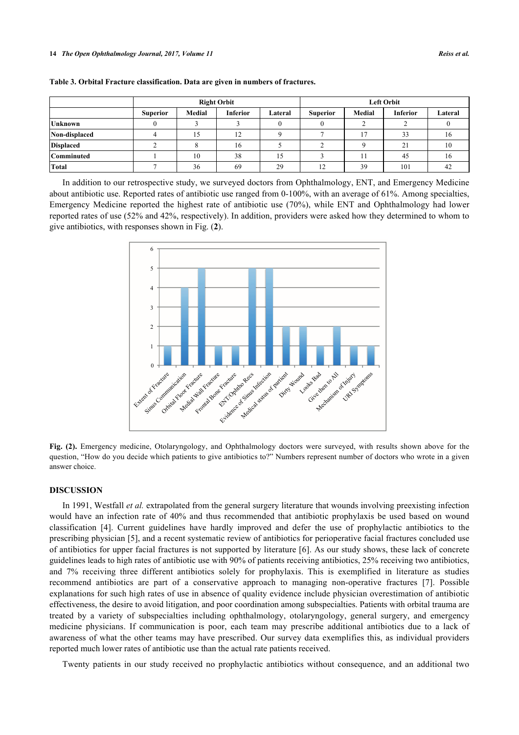**Table 3. Orbital Fracture classification. Data are given in numbers of fractures.**

| | Right Orbit | | | | Left Orbit | | | |
|---|---|---|---|---|---|---|---|---|
| | Superior | Medial | Inferior | Lateral | Superior | Medial | Inferior | Lateral |
| **Unknown** | 0 | 3 | 3 | 0 | 0 | 2 | 2 | 0 |
| **Non-displaced** | 4 | 15 | 12 | 9 | 7 | 17 | 33 | 16 |
| **Displaced** | 2 | 8 | 16 | 5 | 2 | 9 | 21 | 10 |
| **Comminuted** | 1 | 10 | 38 | 15 | 3 | 11 | 45 | 16 |
| **Total** | 7 | 36 | 69 | 29 | 12 | 39 | 101 | 42 |

In addition to our retrospective study, we surveyed doctors from Ophthalmology, ENT, and Emergency Medicine about antibiotic use. Reported rates of antibiotic use ranged from 0-100%, with an average of 61%. Among specialties, Emergency Medicine reported the highest rate of antibiotic use (70%), while ENT and Ophthalmology had lower reported rates of use (52% and 42%, respectively). In addition, providers were asked how they determined to whom to give antibiotics, with responses shown in Fig. (**2**).

**Fig. (2).** Emergency medicine, Otolaryngology, and Ophthalmology doctors were surveyed, with results shown above for the question, "How do you decide which patients to give antibiotics to?" Numbers represent number of doctors who wrote in a given answer choice.

## DISCUSSION

In 1991, Westfall *et al.* extrapolated from the general surgery literature that wounds involving preexisting infection would have an infection rate of 40% and thus recommended that antibiotic prophylaxis be used based on wound classification [4]. Current guidelines have hardly improved and defer the use of prophylactic antibiotics to the prescribing physician [5], and a recent systematic review of antibiotics for perioperative facial fractures concluded use of antibiotics for upper facial fractures is not supported by literature [6]. As our study shows, these lack of concrete guidelines leads to high rates of antibiotic use with 90% of patients receiving antibiotics, 25% receiving two antibiotics, and 7% receiving three different antibiotics solely for prophylaxis. This is exemplified in literature as studies recommend antibiotics are part of a conservative approach to managing non-operative fractures [7]. Possible explanations for such high rates of use in absence of quality evidence include physician overestimation of antibiotic effectiveness, the desire to avoid litigation, and poor coordination among subspecialties. Patients with orbital trauma are treated by a variety of subspecialties including ophthalmology, otolaryngology, general surgery, and emergency medicine physicians. If communication is poor, each team may prescribe additional antibiotics due to a lack of awareness of what the other teams may have prescribed. Our survey data exemplifies this, as individual providers reported much lower rates of antibiotic use than the actual rate patients received.

Twenty patients in our study received no prophylactic antibiotics without consequence, and an additional two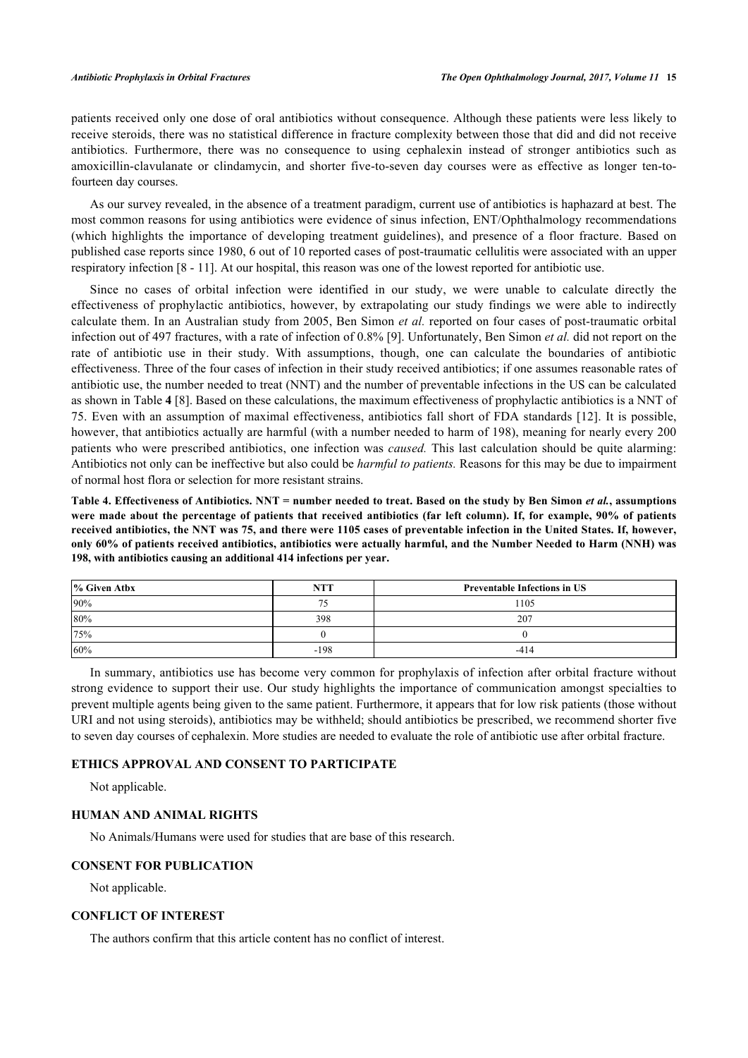patients received only one dose of oral antibiotics without consequence. Although these patients were less likely to receive steroids, there was no statistical difference in fracture complexity between those that did and did not receive antibiotics. Furthermore, there was no consequence to using cephalexin instead of stronger antibiotics such as amoxicillin-clavulanate or clindamycin, and shorter five-to-seven day courses were as effective as longer ten-to-fourteen day courses.

As our survey revealed, in the absence of a treatment paradigm, current use of antibiotics is haphazard at best. The most common reasons for using antibiotics were evidence of sinus infection, ENT/Ophthalmology recommendations (which highlights the importance of developing treatment guidelines), and presence of a floor fracture. Based on published case reports since 1980, 6 out of 10 reported cases of post-traumatic cellulitis were associated with an upper respiratory infection [8 - 11]. At our hospital, this reason was one of the lowest reported for antibiotic use.

Since no cases of orbital infection were identified in our study, we were unable to calculate directly the effectiveness of prophylactic antibiotics, however, by extrapolating our study findings we were able to indirectly calculate them. In an Australian study from 2005, Ben Simon *et al.* reported on four cases of post-traumatic orbital infection out of 497 fractures, with a rate of infection of 0.8% [9]. Unfortunately, Ben Simon *et al.* did not report on the rate of antibiotic use in their study. With assumptions, though, one can calculate the boundaries of antibiotic effectiveness. Three of the four cases of infection in their study received antibiotics; if one assumes reasonable rates of antibiotic use, the number needed to treat (NNT) and the number of preventable infections in the US can be calculated as shown in Table **4** [8]. Based on these calculations, the maximum effectiveness of prophylactic antibiotics is a NNT of 75. Even with an assumption of maximal effectiveness, antibiotics fall short of FDA standards [12]. It is possible, however, that antibiotics actually are harmful (with a number needed to harm of 198), meaning for nearly every 200 patients who were prescribed antibiotics, one infection was *caused.* This last calculation should be quite alarming: Antibiotics not only can be ineffective but also could be *harmful to patients.* Reasons for this may be due to impairment of normal host flora or selection for more resistant strains.

**Table 4. Effectiveness of Antibiotics. NNT = number needed to treat. Based on the study by Ben Simon *et al.*, assumptions were made about the percentage of patients that received antibiotics (far left column). If, for example, 90% of patients received antibiotics, the NNT was 75, and there were 1105 cases of preventable infection in the United States. If, however, only 60% of patients received antibiotics, antibiotics were actually harmful, and the Number Needed to Harm (NNH) was 198, with antibiotics causing an additional 414 infections per year.**

| % Given Atbx | NTT | Preventable Infections in US |
|---|---|---|
| 90% | 75 | 1105 |
| 80% | 398 | 207 |
| 75% | 0 | 0 |
| 60% | -198 | -414 |

In summary, antibiotics use has become very common for prophylaxis of infection after orbital fracture without strong evidence to support their use. Our study highlights the importance of communication amongst specialties to prevent multiple agents being given to the same patient. Furthermore, it appears that for low risk patients (those without URI and not using steroids), antibiotics may be withheld; should antibiotics be prescribed, we recommend shorter five to seven day courses of cephalexin. More studies are needed to evaluate the role of antibiotic use after orbital fracture.

## ETHICS APPROVAL AND CONSENT TO PARTICIPATE

Not applicable.

## HUMAN AND ANIMAL RIGHTS

No Animals/Humans were used for studies that are base of this research.

## CONSENT FOR PUBLICATION

Not applicable.

## CONFLICT OF INTEREST

The authors confirm that this article content has no conflict of interest.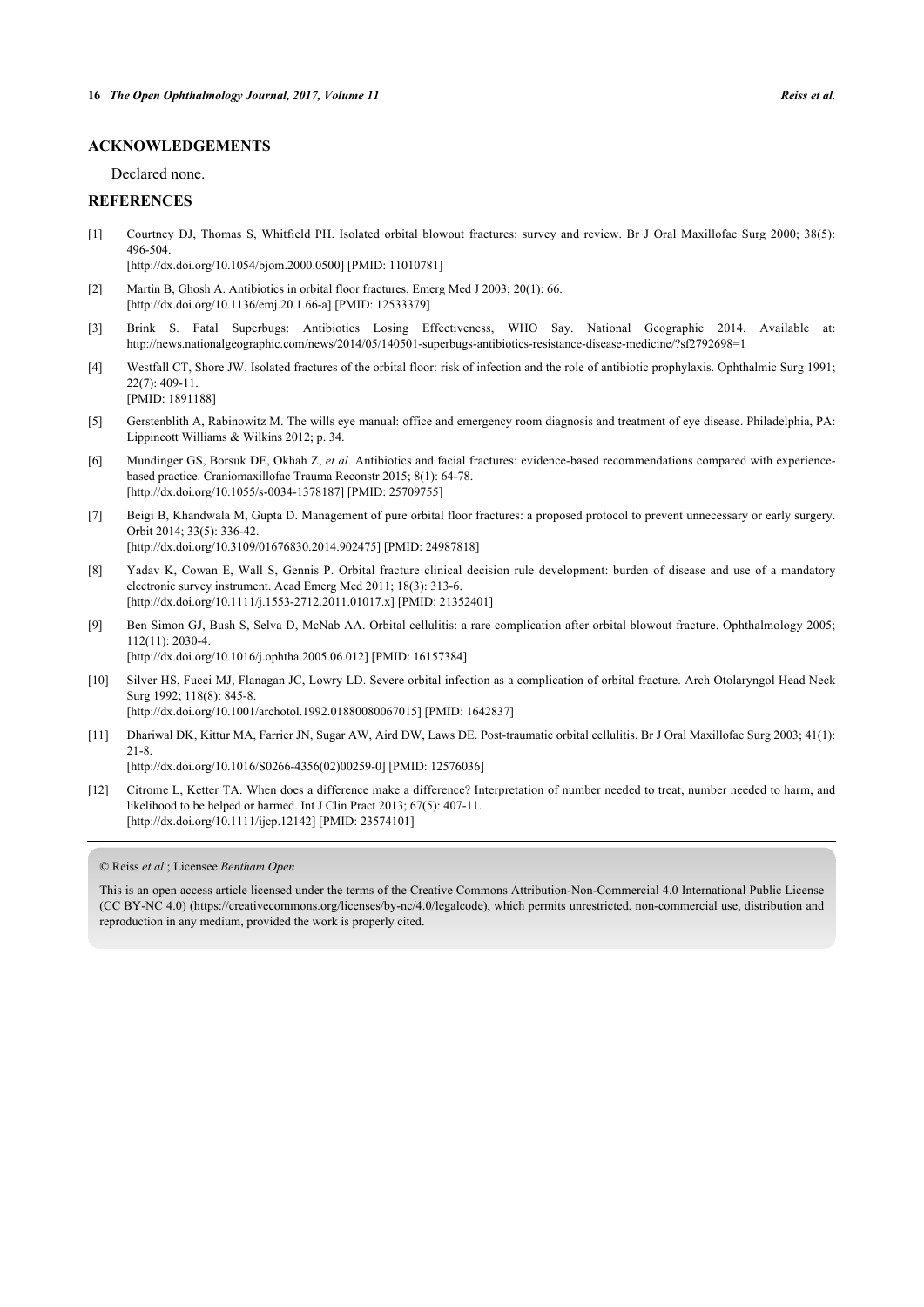## ACKNOWLEDGEMENTS

Declared none.

## REFERENCES

[1] Courtney DJ, Thomas S, Whitfield PH. Isolated orbital blowout fractures: survey and review. Br J Oral Maxillofac Surg 2000; 38(5): 496-504.
[http://dx.doi.org/10.1054/bjom.2000.0500] [PMID: 11010781]

[2] Martin B, Ghosh A. Antibiotics in orbital floor fractures. Emerg Med J 2003; 20(1): 66.
[http://dx.doi.org/10.1136/emj.20.1.66-a] [PMID: 12533379]

[3] Brink S. Fatal Superbugs: Antibiotics Losing Effectiveness, WHO Say. National Geographic 2014. Available at: http://news.nationalgeographic.com/news/2014/05/140501-superbugs-antibiotics-resistance-disease-medicine/?sf2792698=1

[4] Westfall CT, Shore JW. Isolated fractures of the orbital floor: risk of infection and the role of antibiotic prophylaxis. Ophthalmic Surg 1991; 22(7): 409-11.
[PMID: 1891188]

[5] Gerstenblith A, Rabinowitz M. The wills eye manual: office and emergency room diagnosis and treatment of eye disease. Philadelphia, PA: Lippincott Williams & Wilkins 2012; p. 34.

[6] Mundinger GS, Borsuk DE, Okhah Z, *et al.* Antibiotics and facial fractures: evidence-based recommendations compared with experience-based practice. Craniomaxillofac Trauma Reconstr 2015; 8(1): 64-78.
[http://dx.doi.org/10.1055/s-0034-1378187] [PMID: 25709755]

[7] Beigi B, Khandwala M, Gupta D. Management of pure orbital floor fractures: a proposed protocol to prevent unnecessary or early surgery. Orbit 2014; 33(5): 336-42.
[http://dx.doi.org/10.3109/01676830.2014.902475] [PMID: 24987818]

[8] Yadav K, Cowan E, Wall S, Gennis P. Orbital fracture clinical decision rule development: burden of disease and use of a mandatory electronic survey instrument. Acad Emerg Med 2011; 18(3): 313-6.
[http://dx.doi.org/10.1111/j.1553-2712.2011.01017.x] [PMID: 21352401]

[9] Ben Simon GJ, Bush S, Selva D, McNab AA. Orbital cellulitis: a rare complication after orbital blowout fracture. Ophthalmology 2005; 112(11): 2030-4.
[http://dx.doi.org/10.1016/j.ophtha.2005.06.012] [PMID: 16157384]

[10] Silver HS, Fucci MJ, Flanagan JC, Lowry LD. Severe orbital infection as a complication of orbital fracture. Arch Otolaryngol Head Neck Surg 1992; 118(8): 845-8.
[http://dx.doi.org/10.1001/archotol.1992.01880080067015] [PMID: 1642837]

[11] Dhariwal DK, Kittur MA, Farrier JN, Sugar AW, Aird DW, Laws DE. Post-traumatic orbital cellulitis. Br J Oral Maxillofac Surg 2003; 41(1): 21-8.
[http://dx.doi.org/10.1016/S0266-4356(02)00259-0] [PMID: 12576036]

[12] Citrome L, Ketter TA. When does a difference make a difference? Interpretation of number needed to treat, number needed to harm, and likelihood to be helped or harmed. Int J Clin Pract 2013; 67(5): 407-11.
[http://dx.doi.org/10.1111/ijcp.12142] [PMID: 23574101]

© Reiss *et al.*; Licensee *Bentham Open*

This is an open access article licensed under the terms of the Creative Commons Attribution-Non-Commercial 4.0 International Public License (CC BY-NC 4.0) (https://creativecommons.org/licenses/by-nc/4.0/legalcode), which permits unrestricted, non-commercial use, distribution and reproduction in any medium, provided the work is properly cited.